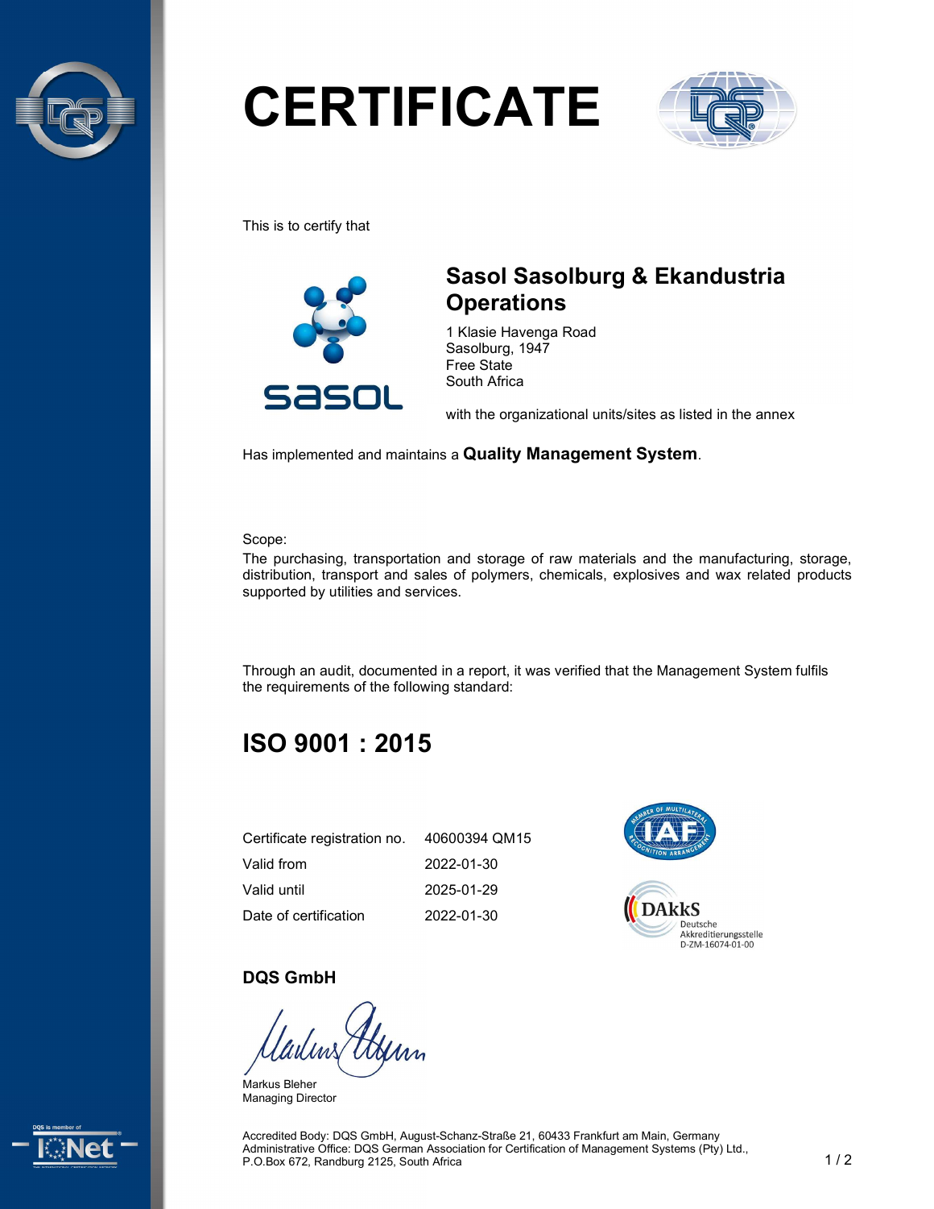# CERTIFICATE

This is to certify that

## Sasol Sasolburg & Ekandustria Operations

1 Klasie Havenga Road
Sasolburg, 1947
Free State
South Africa

with the organizational units/sites as listed in the annex

Has implemented and maintains a **Quality Management System**.

Scope:
The purchasing, transportation and storage of raw materials and the manufacturing, storage, distribution, transport and sales of polymers, chemicals, explosives and wax related products supported by utilities and services.

Through an audit, documented in a report, it was verified that the Management System fulfils the requirements of the following standard:

# ISO 9001 : 2015

| | |
|---|---|
| Certificate registration no. | 40600394 QM15 |
| Valid from | 2022-01-30 |
| Valid until | 2025-01-29 |
| Date of certification | 2022-01-30 |

DAkkS
Deutsche Akkreditierungsstelle
D-ZM-16074-01-00

**DQS GmbH**

Markus Bleher
Managing Director

Accredited Body: DQS GmbH, August-Schanz-Straße 21, 60433 Frankfurt am Main, Germany
Administrative Office: DQS German Association for Certification of Management Systems (Pty) Ltd., P.O.Box 672, Randburg 2125, South Africa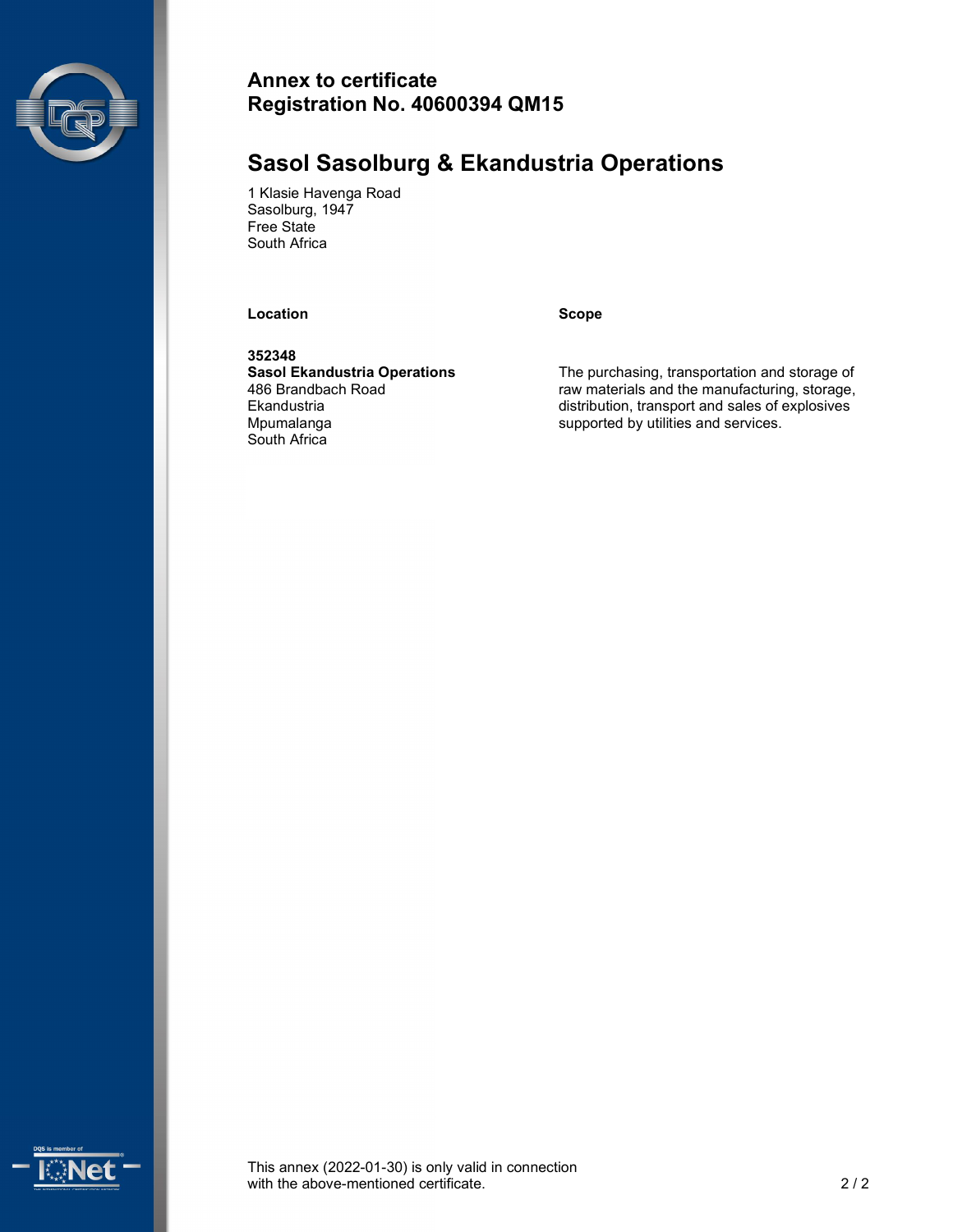**Annex to certificate**
**Registration No. 40600394 QM15**

# Sasol Sasolburg & Ekandustria Operations

1 Klasie Havenga Road
Sasolburg, 1947
Free State
South Africa

| Location | Scope |
| --- | --- |
| **352348**<br>**Sasol Ekandustria Operations**<br>486 Brandbach Road<br>Ekandustria<br>Mpumalanga<br>South Africa | The purchasing, transportation and storage of raw materials and the manufacturing, storage, distribution, transport and sales of explosives supported by utilities and services. |

This annex (2022-01-30) is only valid in connection with the above-mentioned certificate.